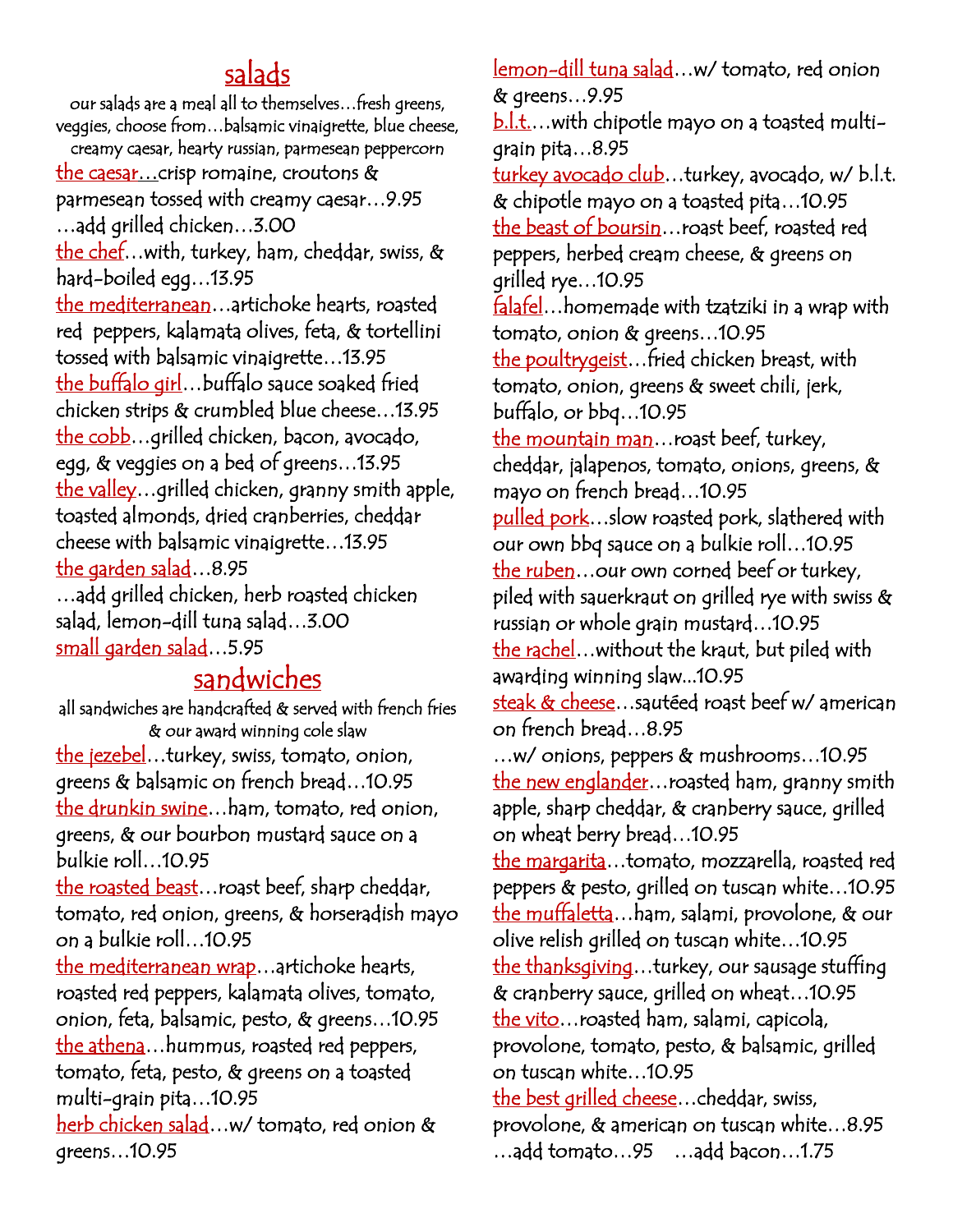## salads

our salads are a meal all to themselves…fresh greens, veggies, choose from…balsamic vinaigrette, blue cheese, creamy caesar, hearty russian, parmesean peppercorn

the caesar…crisp romaine, croutons & parmesean tossed with creamy caesar…9.95
…add grilled chicken…3.00

the chef…with, turkey, ham, cheddar, swiss, & hard-boiled egg…13.95

the mediterranean…artichoke hearts, roasted red peppers, kalamata olives, feta, & tortellini tossed with balsamic vinaigrette…13.95

the buffalo girl…buffalo sauce soaked fried chicken strips & crumbled blue cheese…13.95

the cobb…grilled chicken, bacon, avocado, egg, & veggies on a bed of greens…13.95

the valley…grilled chicken, granny smith apple, toasted almonds, dried cranberries, cheddar cheese with balsamic vinaigrette…13.95

the garden salad…8.95
…add grilled chicken, herb roasted chicken salad, lemon-dill tuna salad…3.00

small garden salad…5.95

## sandwiches

all sandwiches are handcrafted & served with french fries & our award winning cole slaw

the jezebel…turkey, swiss, tomato, onion, greens & balsamic on french bread…10.95

the drunkin swine…ham, tomato, red onion, greens, & our bourbon mustard sauce on a bulkie roll…10.95

the roasted beast…roast beef, sharp cheddar, tomato, red onion, greens, & horseradish mayo on a bulkie roll…10.95

the mediterranean wrap…artichoke hearts, roasted red peppers, kalamata olives, tomato, onion, feta, balsamic, pesto, & greens…10.95

the athena…hummus, roasted red peppers, tomato, feta, pesto, & greens on a toasted multi-grain pita…10.95

herb chicken salad…w/ tomato, red onion & greens…10.95

lemon-dill tuna salad…w/ tomato, red onion & greens…9.95

b.l.t.…with chipotle mayo on a toasted multi-grain pita…8.95

turkey avocado club…turkey, avocado, w/ b.l.t. & chipotle mayo on a toasted pita…10.95

the beast of boursin…roast beef, roasted red peppers, herbed cream cheese, & greens on grilled rye…10.95

falafel…homemade with tzatziki in a wrap with tomato, onion & greens…10.95

the poultrygeist…fried chicken breast, with tomato, onion, greens & sweet chili, jerk, buffalo, or bbq…10.95

the mountain man…roast beef, turkey, cheddar, jalapenos, tomato, onions, greens, & mayo on french bread…10.95

pulled pork…slow roasted pork, slathered with our own bbq sauce on a bulkie roll…10.95

the ruben…our own corned beef or turkey, piled with sauerkraut on grilled rye with swiss & russian or whole grain mustard…10.95

the rachel…without the kraut, but piled with awarding winning slaw...10.95

steak & cheese…sautéed roast beef w/ american on french bread…8.95
…w/ onions, peppers & mushrooms…10.95

the new englander…roasted ham, granny smith apple, sharp cheddar, & cranberry sauce, grilled on wheat berry bread…10.95

the margarita…tomato, mozzarella, roasted red peppers & pesto, grilled on tuscan white…10.95

the muffaletta…ham, salami, provolone, & our olive relish grilled on tuscan white…10.95

the thanksgiving…turkey, our sausage stuffing & cranberry sauce, grilled on wheat…10.95

the vito…roasted ham, salami, capicola, provolone, tomato, pesto, & balsamic, grilled on tuscan white…10.95

the best grilled cheese…cheddar, swiss, provolone, & american on tuscan white…8.95
…add tomato…95 …add bacon…1.75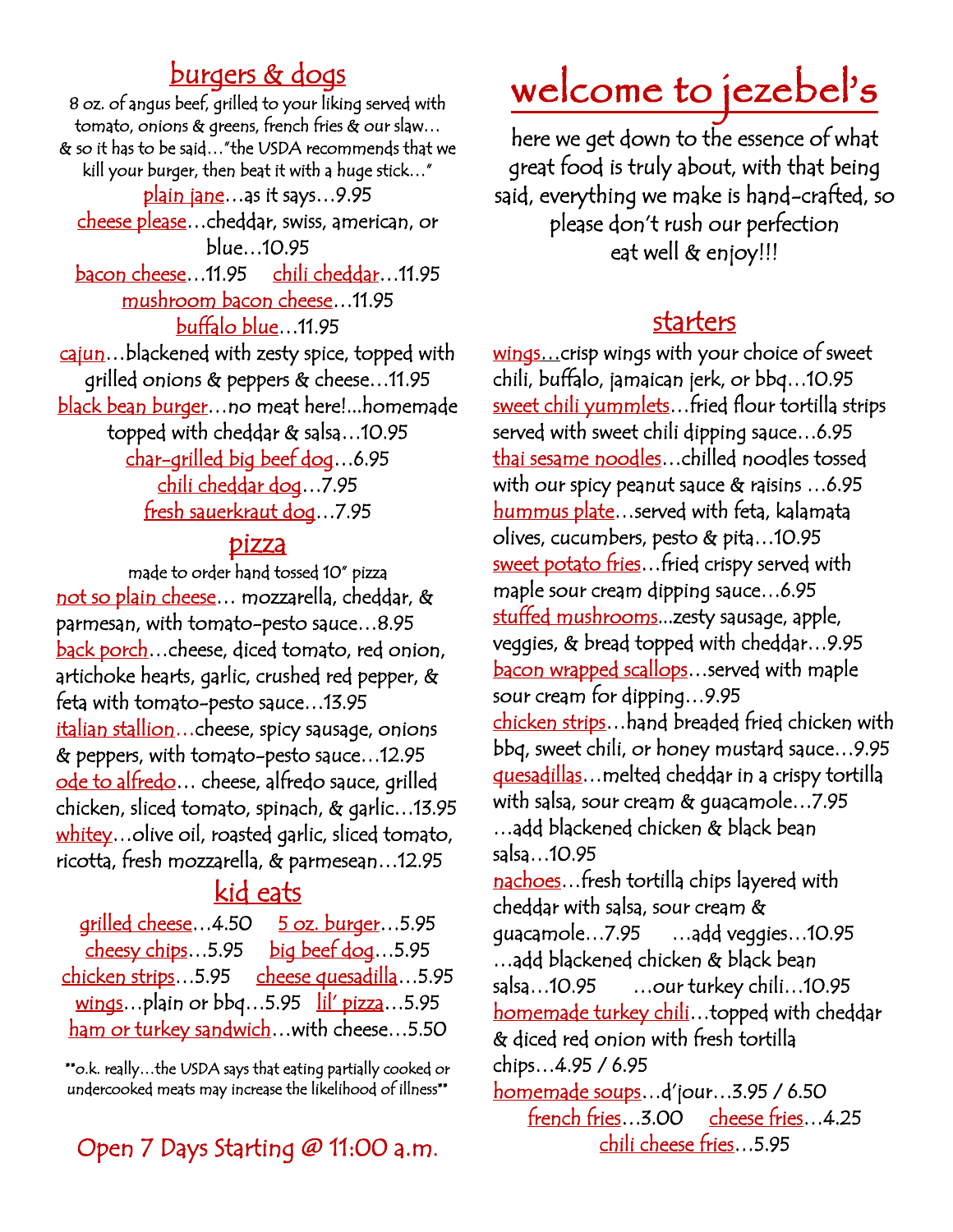# welcome to jezebel's

here we get down to the essence of what great food is truly about, with that being said, everything we make is hand-crafted, so please don't rush our perfection
eat well & enjoy!!!

## starters

wings…crisp wings with your choice of sweet chili, buffalo, jamaican jerk, or bbq…10.95

sweet chili yummlets…fried flour tortilla strips served with sweet chili dipping sauce…6.95

thai sesame noodles…chilled noodles tossed with our spicy peanut sauce & raisins …6.95

hummus plate…served with feta, kalamata olives, cucumbers, pesto & pita…10.95

sweet potato fries…fried crispy served with maple sour cream dipping sauce…6.95

stuffed mushrooms...zesty sausage, apple, veggies, & bread topped with cheddar…9.95

bacon wrapped scallops…served with maple sour cream for dipping…9.95

chicken strips…hand breaded fried chicken with bbq, sweet chili, or honey mustard sauce…9.95

quesadillas…melted cheddar in a crispy tortilla with salsa, sour cream & guacamole…7.95
…add blackened chicken & black bean salsa…10.95

nachoes…fresh tortilla chips layered with cheddar with salsa, sour cream & guacamole…7.95 …add veggies…10.95
…add blackened chicken & black bean salsa…10.95 …our turkey chili…10.95

homemade turkey chili…topped with cheddar & diced red onion with fresh tortilla chips…4.95 / 6.95

homemade soups…d'jour…3.95 / 6.50

french fries…3.00 cheese fries…4.25

chili cheese fries…5.95

## burgers & dogs

8 oz. of angus beef, grilled to your liking served with tomato, onions & greens, french fries & our slaw… & so it has to be said…"the USDA recommends that we kill your burger, then beat it with a huge stick…"

plain jane…as it says…9.95

cheese please…cheddar, swiss, american, or blue…10.95

bacon cheese…11.95 chili cheddar…11.95

mushroom bacon cheese…11.95

buffalo blue…11.95

cajun…blackened with zesty spice, topped with grilled onions & peppers & cheese…11.95

black bean burger…no meat here!...homemade topped with cheddar & salsa…10.95

char-grilled big beef dog…6.95

chili cheddar dog…7.95

fresh sauerkraut dog…7.95

## pizza

made to order hand tossed 10" pizza

not so plain cheese… mozzarella, cheddar, & parmesan, with tomato-pesto sauce…8.95

back porch…cheese, diced tomato, red onion, artichoke hearts, garlic, crushed red pepper, & feta with tomato-pesto sauce…13.95

italian stallion…cheese, spicy sausage, onions & peppers, with tomato-pesto sauce…12.95

ode to alfredo… cheese, alfredo sauce, grilled chicken, sliced tomato, spinach, & garlic…13.95

whitey…olive oil, roasted garlic, sliced tomato, ricotta, fresh mozzarella, & parmesean…12.95

## kid eats

grilled cheese…4.50 5 oz. burger…5.95

cheesy chips…5.95 big beef dog…5.95

chicken strips…5.95 cheese quesadilla…5.95

wings…plain or bbq…5.95 lil' pizza…5.95

ham or turkey sandwich…with cheese…5.50

**o.k. really…the USDA says that eating partially cooked or undercooked meats may increase the likelihood of illness**

Open 7 Days Starting @ 11:00 a.m.